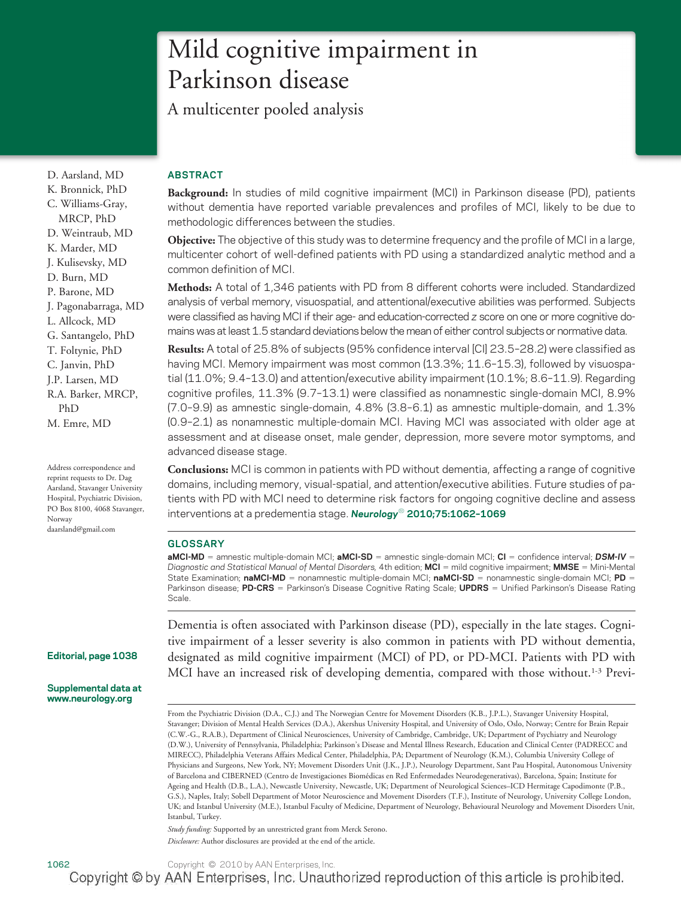# Mild cognitive impairment in Parkinson disease

## A multicenter pooled analysis

D. Aarsland, MD
K. Bronnick, PhD
C. Williams-Gray, MRCP, PhD
D. Weintraub, MD
K. Marder, MD
J. Kulisevsky, MD
D. Burn, MD
P. Barone, MD
J. Pagonabarraga, MD
L. Allcock, MD
G. Santangelo, PhD
T. Foltynie, PhD
C. Janvin, PhD
J.P. Larsen, MD
R.A. Barker, MRCP, PhD
M. Emre, MD

Address correspondence and reprint requests to Dr. Dag Aarsland, Stavanger University Hospital, Psychiatric Division, PO Box 8100, 4068 Stavanger, Norway
daarsland@gmail.com

### ABSTRACT

**Background:** In studies of mild cognitive impairment (MCI) in Parkinson disease (PD), patients without dementia have reported variable prevalences and profiles of MCI, likely to be due to methodologic differences between the studies.

**Objective:** The objective of this study was to determine frequency and the profile of MCI in a large, multicenter cohort of well-defined patients with PD using a standardized analytic method and a common definition of MCI.

**Methods:** A total of 1,346 patients with PD from 8 different cohorts were included. Standardized analysis of verbal memory, visuospatial, and attentional/executive abilities was performed. Subjects were classified as having MCI if their age- and education-corrected z score on one or more cognitive domains was at least 1.5 standard deviations below the mean of either control subjects or normative data.

**Results:** A total of 25.8% of subjects (95% confidence interval [CI] 23.5–28.2) were classified as having MCI. Memory impairment was most common (13.3%; 11.6–15.3), followed by visuospatial (11.0%; 9.4–13.0) and attention/executive ability impairment (10.1%; 8.6–11.9). Regarding cognitive profiles, 11.3% (9.7–13.1) were classified as nonamnestic single-domain MCI, 8.9% (7.0–9.9) as amnestic single-domain, 4.8% (3.8–6.1) as amnestic multiple-domain, and 1.3% (0.9–2.1) as nonamnestic multiple-domain MCI. Having MCI was associated with older age at assessment and at disease onset, male gender, depression, more severe motor symptoms, and advanced disease stage.

**Conclusions:** MCI is common in patients with PD without dementia, affecting a range of cognitive domains, including memory, visual-spatial, and attention/executive abilities. Future studies of patients with PD with MCI need to determine risk factors for ongoing cognitive decline and assess interventions at a predementia stage. *Neurology*® 2010;75:1062–1069

### GLOSSARY

**aMCI-MD** = amnestic multiple-domain MCI; **aMCI-SD** = amnestic single-domain MCI; **CI** = confidence interval; ***DSM-IV*** = *Diagnostic and Statistical Manual of Mental Disorders*, 4th edition; **MCI** = mild cognitive impairment; **MMSE** = Mini-Mental State Examination; **naMCI-MD** = nonamnestic multiple-domain MCI; **naMCI-SD** = nonamnestic single-domain MCI; **PD** = Parkinson disease; **PD-CRS** = Parkinson's Disease Cognitive Rating Scale; **UPDRS** = Unified Parkinson's Disease Rating Scale.

Editorial, page 1038

Supplemental data at www.neurology.org

Dementia is often associated with Parkinson disease (PD), especially in the late stages. Cognitive impairment of a lesser severity is also common in patients with PD without dementia, designated as mild cognitive impairment (MCI) of PD, or PD-MCI. Patients with PD with MCI have an increased risk of developing dementia, compared with those without.[1-3] Previ-

From the Psychiatric Division (D.A., C.J.) and The Norwegian Centre for Movement Disorders (K.B., J.P.L.), Stavanger University Hospital, Stavanger; Division of Mental Health Services (D.A.), Akershus University Hospital, and University of Oslo, Oslo, Norway; Centre for Brain Repair (C.W.-G., R.A.B.), Department of Clinical Neurosciences, University of Cambridge, Cambridge, UK; Department of Psychiatry and Neurology (D.W.), University of Pennsylvania, Philadelphia; Parkinson's Disease and Mental Illness Research, Education and Clinical Center (PADRECC and MIRECC), Philadelphia Veterans Affairs Medical Center, Philadelphia, PA; Department of Neurology (K.M.), Columbia University College of Physicians and Surgeons, New York, NY; Movement Disorders Unit (J.K., J.P.), Neurology Department, Sant Pau Hospital, Autonomous University of Barcelona and CIBERNED (Centro de Investigaciones Biomédicas en Red Enfermedades Neurodegenerativas), Barcelona, Spain; Institute for Ageing and Health (D.B., L.A.), Newcastle University, Newcastle, UK; Department of Neurological Sciences–ICD Hermitage Capodimonte (P.B., G.S.), Naples, Italy; Sobell Department of Motor Neuroscience and Movement Disorders (T.F.), Institute of Neurology, University College London, UK; and Istanbul University (M.E.), Istanbul Faculty of Medicine, Department of Neurology, Behavioural Neurology and Movement Disorders Unit, Istanbul, Turkey.

*Study funding:* Supported by an unrestricted grant from Merck Serono.

*Disclosure:* Author disclosures are provided at the end of the article.

Copyright © 2010 by AAN Enterprises, Inc.

Copyright © by AAN Enterprises, Inc. Unauthorized reproduction of this article is prohibited.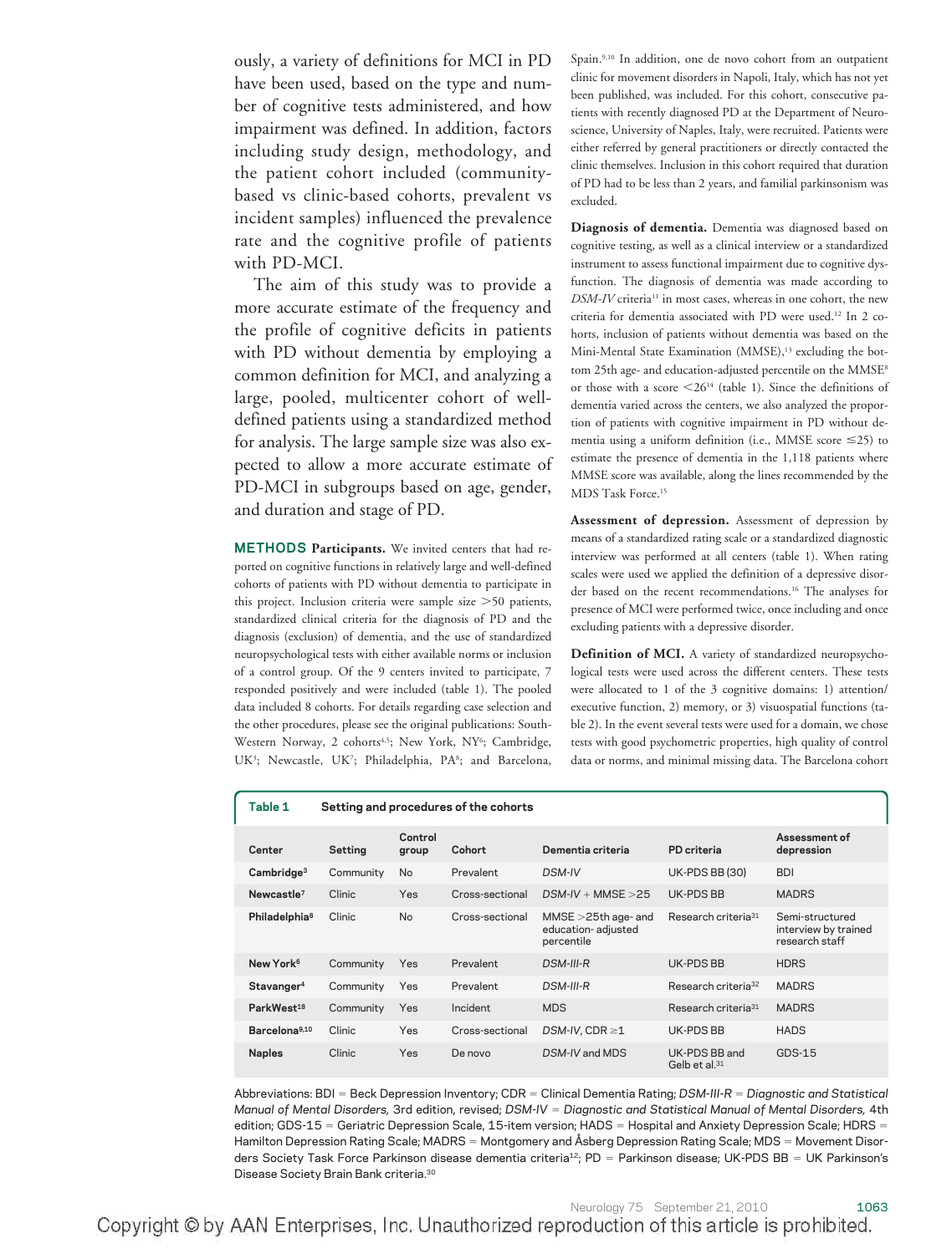ously, a variety of definitions for MCI in PD have been used, based on the type and number of cognitive tests administered, and how impairment was defined. In addition, factors including study design, methodology, and the patient cohort included (community-based vs clinic-based cohorts, prevalent vs incident samples) influenced the prevalence rate and the cognitive profile of patients with PD-MCI.

The aim of this study was to provide a more accurate estimate of the frequency and the profile of cognitive deficits in patients with PD without dementia by employing a common definition for MCI, and analyzing a large, pooled, multicenter cohort of well-defined patients using a standardized method for analysis. The large sample size was also expected to allow a more accurate estimate of PD-MCI in subgroups based on age, gender, and duration and stage of PD.

## METHODS

**Participants.** We invited centers that had reported on cognitive functions in relatively large and well-defined cohorts of patients with PD without dementia to participate in this project. Inclusion criteria were sample size >50 patients, standardized clinical criteria for the diagnosis of PD and the diagnosis (exclusion) of dementia, and the use of standardized neuropsychological tests with either available norms or inclusion of a control group. Of the 9 centers invited to participate, 7 responded positively and were included (table 1). The pooled data included 8 cohorts. For details regarding case selection and the other procedures, please see the original publications: South-Western Norway, 2 cohorts[4,5]; New York, NY[6]; Cambridge, UK[3]; Newcastle, UK[7]; Philadelphia, PA[8]; and Barcelona, Spain.[9,10] In addition, one de novo cohort from an outpatient clinic for movement disorders in Napoli, Italy, which has not yet been published, was included. For this cohort, consecutive patients with recently diagnosed PD at the Department of Neuroscience, University of Naples, Italy, were recruited. Patients were either referred by general practitioners or directly contacted the clinic themselves. Inclusion in this cohort required that duration of PD had to be less than 2 years, and familial parkinsonism was excluded.

**Diagnosis of dementia.** Dementia was diagnosed based on cognitive testing, as well as a clinical interview or a standardized instrument to assess functional impairment due to cognitive dysfunction. The diagnosis of dementia was made according to *DSM-IV* criteria[11] in most cases, whereas in one cohort, the new criteria for dementia associated with PD were used.[12] In 2 cohorts, inclusion of patients without dementia was based on the Mini-Mental State Examination (MMSE),[13] excluding the bottom 25th age- and education-adjusted percentile on the MMSE[8] or those with a score <26[14] (table 1). Since the definitions of dementia varied across the centers, we also analyzed the proportion of patients with cognitive impairment in PD without dementia using a uniform definition (i.e., MMSE score ≤25) to estimate the presence of dementia in the 1,118 patients where MMSE score was available, along the lines recommended by the MDS Task Force.[15]

**Assessment of depression.** Assessment of depression by means of a standardized rating scale or a standardized diagnostic interview was performed at all centers (table 1). When rating scales were used we applied the definition of a depressive disorder based on the recent recommendations.[16] The analyses for presence of MCI were performed twice, once including and once excluding patients with a depressive disorder.

**Definition of MCI.** A variety of standardized neuropsychological tests were used across the different centers. These tests were allocated to 1 of the 3 cognitive domains: 1) attention/executive function, 2) memory, or 3) visuospatial functions (table 2). In the event several tests were used for a domain, we chose tests with good psychometric properties, high quality of control data or norms, and minimal missing data. The Barcelona cohort

**Table 1** Setting and procedures of the cohorts

| Center | Setting | Control group | Cohort | Dementia criteria | PD criteria | Assessment of depression |
|---|---|---|---|---|---|---|
| Cambridge[3] | Community | No | Prevalent | *DSM-IV* | UK-PDS BB (30) | BDI |
| Newcastle[7] | Clinic | Yes | Cross-sectional | *DSM-IV* + MMSE >25 | UK-PDS BB | MADRS |
| Philadelphia[8] | Clinic | No | Cross-sectional | MMSE >25th age- and education-adjusted percentile | Research criteria[31] | Semi-structured interview by trained research staff |
| New York[6] | Community | Yes | Prevalent | *DSM-III-R* | UK-PDS BB | HDRS |
| Stavanger[4] | Community | Yes | Prevalent | *DSM-III-R* | Research criteria[32] | MADRS |
| ParkWest[18] | Community | Yes | Incident | MDS | Research criteria[31] | MADRS |
| Barcelona[9,10] | Clinic | Yes | Cross-sectional | *DSM-IV*, CDR ≥1 | UK-PDS BB | HADS |
| Naples | Clinic | Yes | De novo | *DSM-IV* and MDS | UK-PDS BB and Gelb et al.[31] | GDS-15 |

Abbreviations: BDI = Beck Depression Inventory; CDR = Clinical Dementia Rating; *DSM-III-R* = *Diagnostic and Statistical Manual of Mental Disorders,* 3rd edition, revised; *DSM-IV* = *Diagnostic and Statistical Manual of Mental Disorders,* 4th edition; GDS-15 = Geriatric Depression Scale, 15-item version; HADS = Hospital and Anxiety Depression Scale; HDRS = Hamilton Depression Rating Scale; MADRS = Montgomery and Åsberg Depression Rating Scale; MDS = Movement Disorders Society Task Force Parkinson disease dementia criteria[12]; PD = Parkinson disease; UK-PDS BB = UK Parkinson's Disease Society Brain Bank criteria.[30]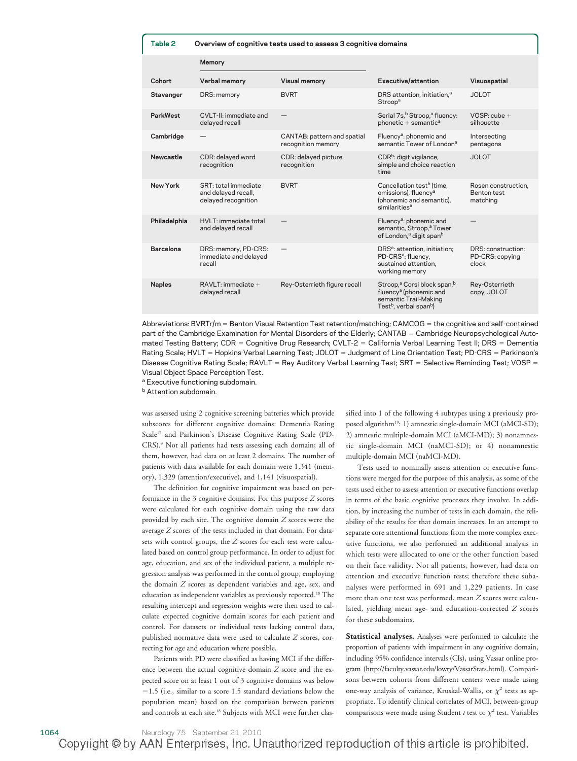**Table 2 Overview of cognitive tests used to assess 3 cognitive domains**

| Cohort | Memory: Verbal memory | Memory: Visual memory | Executive/attention | Visuospatial |
|---|---|---|---|---|
| Stavanger | DRS: memory | BVRT | DRS attention, initiation,[a] Stroop[a] | JOLOT |
| ParkWest | CVLT-II: immediate and delayed recall | — | Serial 7s,[b] Stroop,[a] fluency: phonetic + semantic[a] | VOSP: cube + silhouette |
| Cambridge | — | CANTAB: pattern and spatial recognition memory | Fluency[a]: phonemic and semantic Tower of London[a] | Intersecting pentagons |
| Newcastle | CDR: delayed word recognition | CDR: delayed picture recognition | CDR[b]: digit vigilance, simple and choice reaction time | JOLOT |
| New York | SRT: total immediate and delayed recall, delayed recognition | BVRT | Cancellation test[b] (time, omissions), fluency[a] (phonemic and semantic), similarities[a] | Rosen construction, Benton test matching |
| Philadelphia | HVLT: immediate total and delayed recall | — | Fluency[a]: phonemic and semantic, Stroop,[a] Tower of London,[a] digit span[b] | — |
| Barcelona | DRS: memory, PD-CRS: immediate and delayed recall | — | DRS[a]: attention, initiation; PD-CRS[a]: fluency, sustained attention, working memory | DRS: construction; PD-CRS: copying clock |
| Naples | RAVLT: immediate + delayed recall | Rey-Osterrieth figure recall | Stroop,[a] Corsi block span,[b] fluency[a] (phonemic and semantic Trail-Making Test[b], verbal span[b]) | Rey-Osterrieth copy, JOLOT |

Abbreviations: BVRTr/m = Benton Visual Retention Test retention/matching; CAMCOG = the cognitive and self-contained part of the Cambridge Examination for Mental Disorders of the Elderly; CANTAB = Cambridge Neuropsychological Automated Testing Battery; CDR = Cognitive Drug Research; CVLT-2 = California Verbal Learning Test II; DRS = Dementia Rating Scale; HVLT = Hopkins Verbal Learning Test; JOLOT = Judgment of Line Orientation Test; PD-CRS = Parkinson's Disease Cognitive Rating Scale; RAVLT = Rey Auditory Verbal Learning Test; SRT = Selective Reminding Test; VOSP = Visual Object Space Perception Test.

[a] Executive functioning subdomain.

[b] Attention subdomain.

was assessed using 2 cognitive screening batteries which provide subscores for different cognitive domains: Dementia Rating Scale[17] and Parkinson's Disease Cognitive Rating Scale (PD-CRS).[9] Not all patients had tests assessing each domain; all of them, however, had data on at least 2 domains. The number of patients with data available for each domain were 1,341 (memory), 1,329 (attention/executive), and 1,141 (visuospatial).

The definition for cognitive impairment was based on performance in the 3 cognitive domains. For this purpose *Z* scores were calculated for each cognitive domain using the raw data provided by each site. The cognitive domain *Z* scores were the average *Z* scores of the tests included in that domain. For datasets with control groups, the *Z* scores for each test were calculated based on control group performance. In order to adjust for age, education, and sex of the individual patient, a multiple regression analysis was performed in the control group, employing the domain *Z* scores as dependent variables and age, sex, and education as independent variables as previously reported.[18] The resulting intercept and regression weights were then used to calculate expected cognitive domain scores for each patient and control. For datasets or individual tests lacking control data, published normative data were used to calculate *Z* scores, correcting for age and education where possible.

Patients with PD were classified as having MCI if the difference between the actual cognitive domain *Z* score and the expected score on at least 1 out of 3 cognitive domains was below −1.5 (i.e., similar to a score 1.5 standard deviations below the population mean) based on the comparison between patients and controls at each site.[18] Subjects with MCI were further classified into 1 of the following 4 subtypes using a previously proposed algorithm[19]: 1) amnestic single-domain MCI (aMCI-SD); 2) amnestic multiple-domain MCI (aMCI-MD); 3) nonamnestic single-domain MCI (naMCI-SD); or 4) nonamnestic multiple-domain MCI (naMCI-MD).

Tests used to nominally assess attention or executive functions were merged for the purpose of this analysis, as some of the tests used either to assess attention or executive functions overlap in terms of the basic cognitive processes they involve. In addition, by increasing the number of tests in each domain, the reliability of the results for that domain increases. In an attempt to separate core attentional functions from the more complex executive functions, we also performed an additional analysis in which tests were allocated to one or the other function based on their face validity. Not all patients, however, had data on attention and executive function tests; therefore these subanalyses were performed in 691 and 1,229 patients. In case more than one test was performed, mean *Z* scores were calculated, yielding mean age- and education-corrected *Z* scores for these subdomains.

**Statistical analyses.** Analyses were performed to calculate the proportion of patients with impairment in any cognitive domain, including 95% confidence intervals (CIs), using Vassar online program (http://faculty.vassar.edu/lowry/VassarStats.html). Comparisons between cohorts from different centers were made using one-way analysis of variance, Kruskal-Wallis, or $\chi^2$ tests as appropriate. To identify clinical correlates of MCI, between-group comparisons were made using Student *t* test or $\chi^2$ test. Variables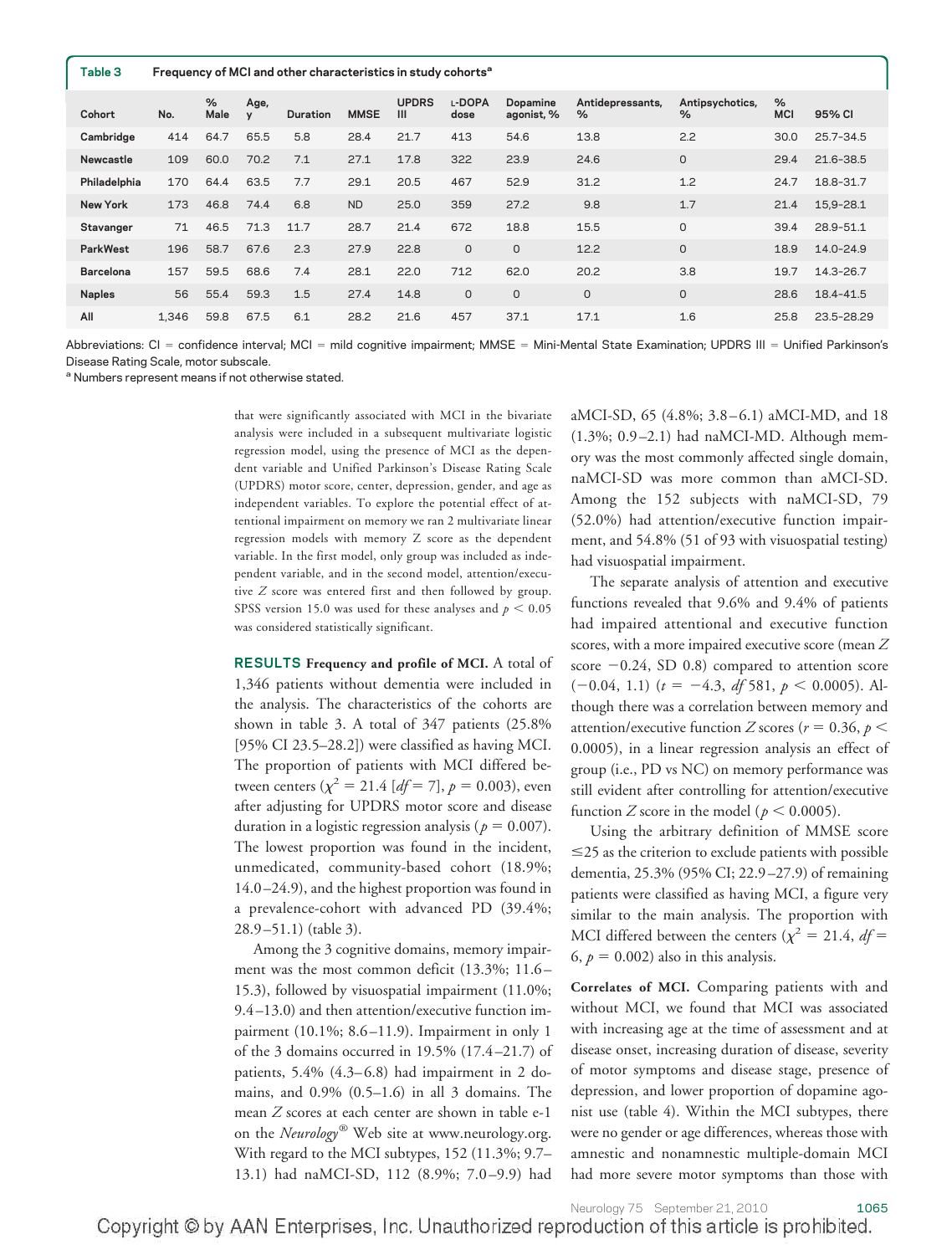**Table 3 Frequency of MCI and other characteristics in study cohorts[a]**

| Cohort | No. | % Male | Age, y | Duration | MMSE | UPDRS III | L-DOPA dose | Dopamine agonist, % | Antidepressants, % | Antipsychotics, % | % MCI | 95% CI |
|---|---|---|---|---|---|---|---|---|---|---|---|---|
| Cambridge | 414 | 64.7 | 65.5 | 5.8 | 28.4 | 21.7 | 413 | 54.6 | 13.8 | 2.2 | 30.0 | 25.7–34.5 |
| Newcastle | 109 | 60.0 | 70.2 | 7.1 | 27.1 | 17.8 | 322 | 23.9 | 24.6 | 0 | 29.4 | 21.6–38.5 |
| Philadelphia | 170 | 64.4 | 63.5 | 7.7 | 29.1 | 20.5 | 467 | 52.9 | 31.2 | 1.2 | 24.7 | 18.8–31.7 |
| New York | 173 | 46.8 | 74.4 | 6.8 | ND | 25.0 | 359 | 27.2 | 9.8 | 1.7 | 21.4 | 15,9–28.1 |
| Stavanger | 71 | 46.5 | 71.3 | 11.7 | 28.7 | 21.4 | 672 | 18.8 | 15.5 | 0 | 39.4 | 28.9–51.1 |
| ParkWest | 196 | 58.7 | 67.6 | 2.3 | 27.9 | 22.8 | 0 | 0 | 12.2 | 0 | 18.9 | 14.0–24.9 |
| Barcelona | 157 | 59.5 | 68.6 | 7.4 | 28.1 | 22.0 | 712 | 62.0 | 20.2 | 3.8 | 19.7 | 14.3–26.7 |
| Naples | 56 | 55.4 | 59.3 | 1.5 | 27.4 | 14.8 | 0 | 0 | 0 | 0 | 28.6 | 18.4–41.5 |
| All | 1,346 | 59.8 | 67.5 | 6.1 | 28.2 | 21.6 | 457 | 37.1 | 17.1 | 1.6 | 25.8 | 23.5–28.29 |

Abbreviations: CI = confidence interval; MCI = mild cognitive impairment; MMSE = Mini-Mental State Examination; UPDRS III = Unified Parkinson's Disease Rating Scale, motor subscale.

[a] Numbers represent means if not otherwise stated.

that were significantly associated with MCI in the bivariate analysis were included in a subsequent multivariate logistic regression model, using the presence of MCI as the dependent variable and Unified Parkinson's Disease Rating Scale (UPDRS) motor score, center, depression, gender, and age as independent variables. To explore the potential effect of attentional impairment on memory we ran 2 multivariate linear regression models with memory *Z* score as the dependent variable. In the first model, only group was included as independent variable, and in the second model, attention/executive *Z* score was entered first and then followed by group. SPSS version 15.0 was used for these analyses and $p < 0.05$ was considered statistically significant.

**RESULTS Frequency and profile of MCI.** A total of 1,346 patients without dementia were included in the analysis. The characteristics of the cohorts are shown in table 3. A total of 347 patients (25.8% [95% CI 23.5–28.2]) were classified as having MCI. The proportion of patients with MCI differed between centers ($\chi^2 = 21.4$ [$df = 7$], $p = 0.003$), even after adjusting for UPDRS motor score and disease duration in a logistic regression analysis ($p = 0.007$). The lowest proportion was found in the incident, unmedicated, community-based cohort (18.9%; 14.0–24.9), and the highest proportion was found in a prevalence-cohort with advanced PD (39.4%; 28.9–51.1) (table 3).

Among the 3 cognitive domains, memory impairment was the most common deficit (13.3%; 11.6–15.3), followed by visuospatial impairment (11.0%; 9.4–13.0) and then attention/executive function impairment (10.1%; 8.6–11.9). Impairment in only 1 of the 3 domains occurred in 19.5% (17.4–21.7) of patients, 5.4% (4.3–6.8) had impairment in 2 domains, and 0.9% (0.5–1.6) in all 3 domains. The mean *Z* scores at each center are shown in table e-1 on the *Neurology*® Web site at www.neurology.org. With regard to the MCI subtypes, 152 (11.3%; 9.7–13.1) had naMCI-SD, 112 (8.9%; 7.0–9.9) had aMCI-SD, 65 (4.8%; 3.8–6.1) aMCI-MD, and 18 (1.3%; 0.9–2.1) had naMCI-MD. Although memory was the most commonly affected single domain, naMCI-SD was more common than aMCI-SD. Among the 152 subjects with naMCI-SD, 79 (52.0%) had attention/executive function impairment, and 54.8% (51 of 93 with visuospatial testing) had visuospatial impairment.

The separate analysis of attention and executive functions revealed that 9.6% and 9.4% of patients had impaired attentional and executive function scores, with a more impaired executive score (mean *Z* score −0.24, SD 0.8) compared to attention score (−0.04, 1.1) ($t = -4.3$, $df$ 581, $p < 0.0005$). Although there was a correlation between memory and attention/executive function *Z* scores ($r = 0.36$, $p < 0.0005$), in a linear regression analysis an effect of group (i.e., PD vs NC) on memory performance was still evident after controlling for attention/executive function *Z* score in the model ($p < 0.0005$).

Using the arbitrary definition of MMSE score ≤25 as the criterion to exclude patients with possible dementia, 25.3% (95% CI; 22.9–27.9) of remaining patients were classified as having MCI, a figure very similar to the main analysis. The proportion with MCI differed between the centers ($\chi^2 = 21.4$, $df = 6$, $p = 0.002$) also in this analysis.

**Correlates of MCI.** Comparing patients with and without MCI, we found that MCI was associated with increasing age at the time of assessment and at disease onset, increasing duration of disease, severity of motor symptoms and disease stage, presence of depression, and lower proportion of dopamine agonist use (table 4). Within the MCI subtypes, there were no gender or age differences, whereas those with amnestic and nonamnestic multiple-domain MCI had more severe motor symptoms than those with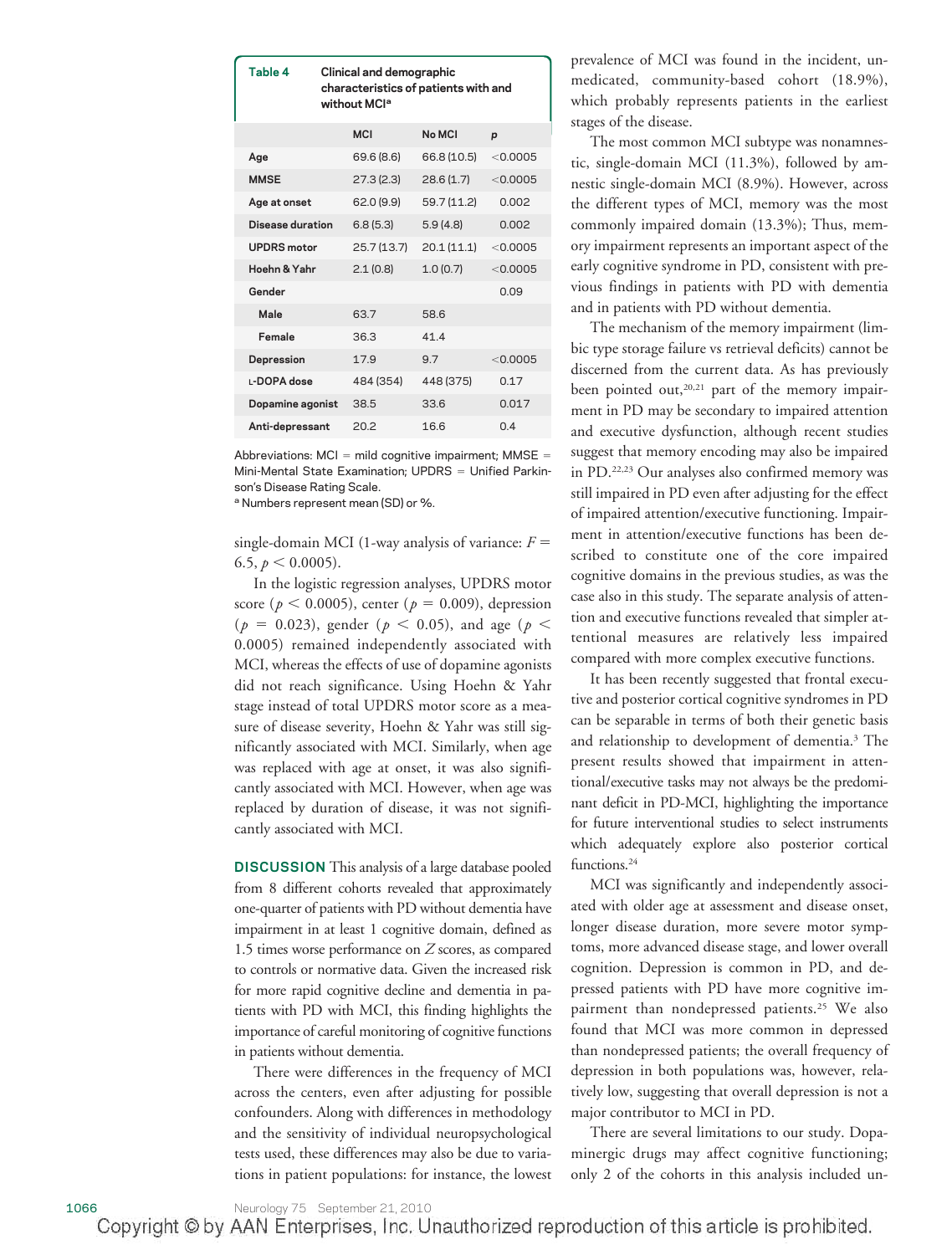**Table 4** Clinical and demographic characteristics of patients with and without MCI[a]

| | MCI | No MCI | p |
|---|---|---|---|
| Age | 69.6 (8.6) | 66.8 (10.5) | <0.0005 |
| MMSE | 27.3 (2.3) | 28.6 (1.7) | <0.0005 |
| Age at onset | 62.0 (9.9) | 59.7 (11.2) | 0.002 |
| Disease duration | 6.8 (5.3) | 5.9 (4.8) | 0.002 |
| UPDRS motor | 25.7 (13.7) | 20.1 (11.1) | <0.0005 |
| Hoehn & Yahr | 2.1 (0.8) | 1.0 (0.7) | <0.0005 |
| Gender | | | 0.09 |
| Male | 63.7 | 58.6 | |
| Female | 36.3 | 41.4 | |
| Depression | 17.9 | 9.7 | <0.0005 |
| L-DOPA dose | 484 (354) | 448 (375) | 0.17 |
| Dopamine agonist | 38.5 | 33.6 | 0.017 |
| Anti-depressant | 20.2 | 16.6 | 0.4 |

Abbreviations: MCI = mild cognitive impairment; MMSE = Mini-Mental State Examination; UPDRS = Unified Parkinson's Disease Rating Scale.

[a] Numbers represent mean (SD) or %.

single-domain MCI (1-way analysis of variance: $F = 6.5$, $p < 0.0005$).

In the logistic regression analyses, UPDRS motor score ($p < 0.0005$), center ($p = 0.009$), depression ($p = 0.023$), gender ($p < 0.05$), and age ($p < 0.0005$) remained independently associated with MCI, whereas the effects of use of dopamine agonists did not reach significance. Using Hoehn & Yahr stage instead of total UPDRS motor score as a measure of disease severity, Hoehn & Yahr was still significantly associated with MCI. Similarly, when age was replaced with age at onset, it was also significantly associated with MCI. However, when age was replaced by duration of disease, it was not significantly associated with MCI.

**DISCUSSION** This analysis of a large database pooled from 8 different cohorts revealed that approximately one-quarter of patients with PD without dementia have impairment in at least 1 cognitive domain, defined as 1.5 times worse performance on *Z* scores, as compared to controls or normative data. Given the increased risk for more rapid cognitive decline and dementia in patients with PD with MCI, this finding highlights the importance of careful monitoring of cognitive functions in patients without dementia.

There were differences in the frequency of MCI across the centers, even after adjusting for possible confounders. Along with differences in methodology and the sensitivity of individual neuropsychological tests used, these differences may also be due to variations in patient populations: for instance, the lowest prevalence of MCI was found in the incident, unmedicated, community-based cohort (18.9%), which probably represents patients in the earliest stages of the disease.

The most common MCI subtype was nonamnestic, single-domain MCI (11.3%), followed by amnestic single-domain MCI (8.9%). However, across the different types of MCI, memory was the most commonly impaired domain (13.3%); Thus, memory impairment represents an important aspect of the early cognitive syndrome in PD, consistent with previous findings in patients with PD with dementia and in patients with PD without dementia.

The mechanism of the memory impairment (limbic type storage failure vs retrieval deficits) cannot be discerned from the current data. As has previously been pointed out,[20,21] part of the memory impairment in PD may be secondary to impaired attention and executive dysfunction, although recent studies suggest that memory encoding may also be impaired in PD.[22,23] Our analyses also confirmed memory was still impaired in PD even after adjusting for the effect of impaired attention/executive functioning. Impairment in attention/executive functions has been described to constitute one of the core impaired cognitive domains in the previous studies, as was the case also in this study. The separate analysis of attention and executive functions revealed that simpler attentional measures are relatively less impaired compared with more complex executive functions.

It has been recently suggested that frontal executive and posterior cortical cognitive syndromes in PD can be separable in terms of both their genetic basis and relationship to development of dementia.[3] The present results showed that impairment in attentional/executive tasks may not always be the predominant deficit in PD-MCI, highlighting the importance for future interventional studies to select instruments which adequately explore also posterior cortical functions.[24]

MCI was significantly and independently associated with older age at assessment and disease onset, longer disease duration, more severe motor symptoms, more advanced disease stage, and lower overall cognition. Depression is common in PD, and depressed patients with PD have more cognitive impairment than nondepressed patients.[25] We also found that MCI was more common in depressed than nondepressed patients; the overall frequency of depression in both populations was, however, relatively low, suggesting that overall depression is not a major contributor to MCI in PD.

There are several limitations to our study. Dopaminergic drugs may affect cognitive functioning; only 2 of the cohorts in this analysis included un-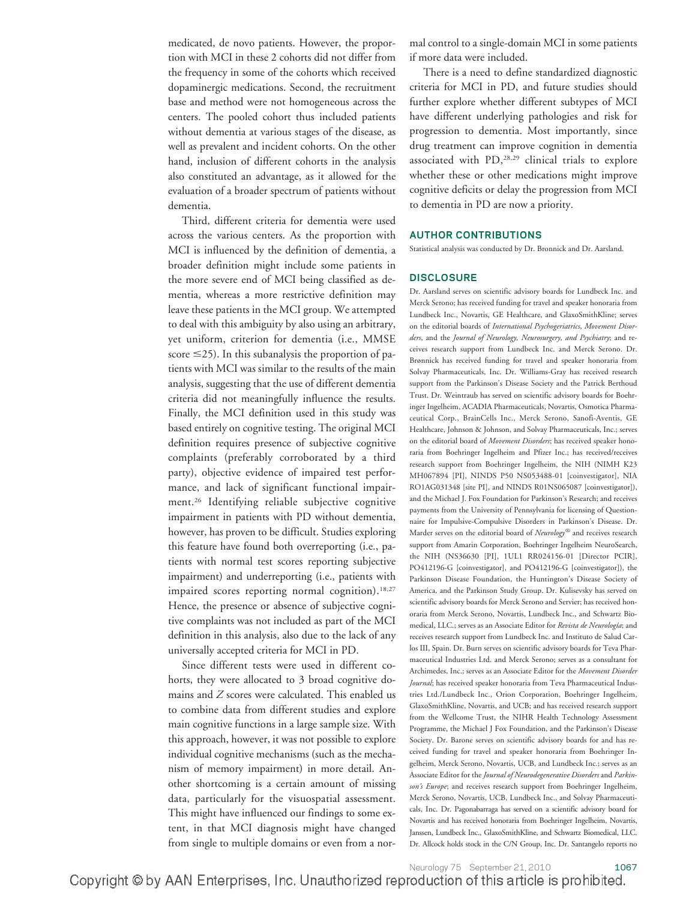medicated, de novo patients. However, the proportion with MCI in these 2 cohorts did not differ from the frequency in some of the cohorts which received dopaminergic medications. Second, the recruitment base and method were not homogeneous across the centers. The pooled cohort thus included patients without dementia at various stages of the disease, as well as prevalent and incident cohorts. On the other hand, inclusion of different cohorts in the analysis also constituted an advantage, as it allowed for the evaluation of a broader spectrum of patients without dementia.

Third, different criteria for dementia were used across the various centers. As the proportion with MCI is influenced by the definition of dementia, a broader definition might include some patients in the more severe end of MCI being classified as dementia, whereas a more restrictive definition may leave these patients in the MCI group. We attempted to deal with this ambiguity by also using an arbitrary, yet uniform, criterion for dementia (i.e., MMSE score $\leq$25). In this subanalysis the proportion of patients with MCI was similar to the results of the main analysis, suggesting that the use of different dementia criteria did not meaningfully influence the results. Finally, the MCI definition used in this study was based entirely on cognitive testing. The original MCI definition requires presence of subjective cognitive complaints (preferably corroborated by a third party), objective evidence of impaired test performance, and lack of significant functional impairment.[26] Identifying reliable subjective cognitive impairment in patients with PD without dementia, however, has proven to be difficult. Studies exploring this feature have found both overreporting (i.e., patients with normal test scores reporting subjective impairment) and underreporting (i.e., patients with impaired scores reporting normal cognition).[18,27] Hence, the presence or absence of subjective cognitive complaints was not included as part of the MCI definition in this analysis, also due to the lack of any universally accepted criteria for MCI in PD.

Since different tests were used in different cohorts, they were allocated to 3 broad cognitive domains and *Z* scores were calculated. This enabled us to combine data from different studies and explore main cognitive functions in a large sample size. With this approach, however, it was not possible to explore individual cognitive mechanisms (such as the mechanism of memory impairment) in more detail. Another shortcoming is a certain amount of missing data, particularly for the visuospatial assessment. This might have influenced our findings to some extent, in that MCI diagnosis might have changed from single to multiple domains or even from a normal control to a single-domain MCI in some patients if more data were included.

There is a need to define standardized diagnostic criteria for MCI in PD, and future studies should further explore whether different subtypes of MCI have different underlying pathologies and risk for progression to dementia. Most importantly, since drug treatment can improve cognition in dementia associated with PD,[28,29] clinical trials to explore whether these or other medications might improve cognitive deficits or delay the progression from MCI to dementia in PD are now a priority.

## AUTHOR CONTRIBUTIONS

Statistical analysis was conducted by Dr. Bronnick and Dr. Aarsland.

## DISCLOSURE

Dr. Aarsland serves on scientific advisory boards for Lundbeck Inc. and Merck Serono; has received funding for travel and speaker honoraria from Lundbeck Inc., Novartis, GE Healthcare, and GlaxoSmithKline; serves on the editorial boards of *International Psychogeriatrics*, *Movement Disorders*, and the *Journal of Neurology, Neurosurgery, and Psychiatry*; and receives research support from Lundbeck Inc. and Merck Serono. Dr. Brønnick has received funding for travel and speaker honoraria from Solvay Pharmaceuticals, Inc. Dr. Williams-Gray has received research support from the Parkinson's Disease Society and the Patrick Berthoud Trust. Dr. Weintraub has served on scientific advisory boards for Boehringer Ingelheim, ACADIA Pharmaceuticals, Novartis, Osmotica Pharmaceutical Corp., BrainCells Inc., Merck Serono, Sanofi-Aventis, GE Healthcare, Johnson & Johnson, and Solvay Pharmaceuticals, Inc.; serves on the editorial board of *Movement Disorders*; has received speaker honoraria from Boehringer Ingelheim and Pfizer Inc.; has received/receives research support from Boehringer Ingelheim, the NIH (NIMH K23 MH067894 [PI], NINDS P50 NS053488-01 [coinvestigator], NIA RO1AG031348 [site PI], and NINDS R01NS065087 [coinvestigator]), and the Michael J. Fox Foundation for Parkinson's Research; and receives payments from the University of Pennsylvania for licensing of Questionnaire for Impulsive-Compulsive Disorders in Parkinson's Disease. Dr. Marder serves on the editorial board of *Neurology*® and receives research support from Amarin Corporation, Boehringer Ingelheim NeuroSearch, the NIH (NS36630 [PI], 1UL1 RR024156-01 [Director PCIR], PO412196-G [coinvestigator], and PO412196-G [coinvestigator]), the Parkinson Disease Foundation, the Huntington's Disease Society of America, and the Parkinson Study Group. Dr. Kulisevsky has served on scientific advisory boards for Merck Serono and Servier; has received honoraria from Merck Serono, Novartis, Lundbeck Inc., and Schwartz Biomedical, LLC.; serves as an Associate Editor for *Revista de Neurología*; and receives research support from Lundbeck Inc. and Instituto de Salud Carlos III, Spain. Dr. Burn serves on scientific advisory boards for Teva Pharmaceutical Industries Ltd. and Merck Serono; serves as a consultant for Archimedes, Inc.; serves as an Associate Editor for the *Movement Disorder Journal*; has received speaker honoraria from Teva Pharmaceutical Industries Ltd./Lundbeck Inc., Orion Corporation, Boehringer Ingelheim, GlaxoSmithKline, Novartis, and UCB; and has received research support from the Wellcome Trust, the NIHR Health Technology Assessment Programme, the Michael J Fox Foundation, and the Parkinson's Disease Society. Dr. Barone serves on scientific advisory boards for and has received funding for travel and speaker honoraria from Boehringer Ingelheim, Merck Serono, Novartis, UCB, and Lundbeck Inc.; serves as an Associate Editor for the *Journal of Neurodegenerative Disorders* and *Parkinson's Europe*; and receives research support from Boehringer Ingelheim, Merck Serono, Novartis, UCB, Lundbeck Inc., and Solvay Pharmaceuticals, Inc. Dr. Pagonabarraga has served on a scientific advisory board for Novartis and has received honoraria from Boehringer Ingelheim, Novartis, Janssen, Lundbeck Inc., GlaxoSmithKline, and Schwartz Biomedical, LLC. Dr. Allcock holds stock in the C/N Group, Inc. Dr. Santangelo reports no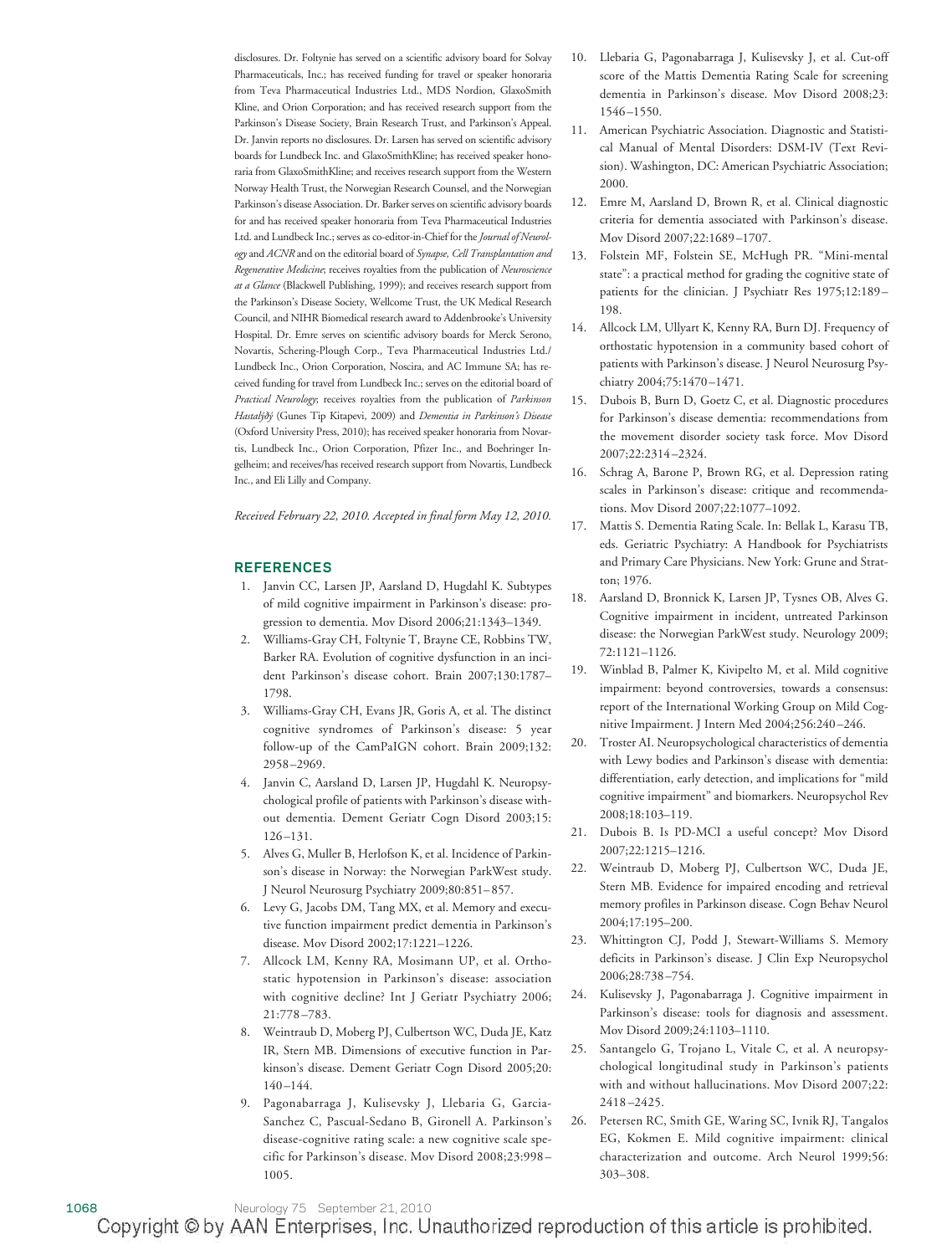disclosures. Dr. Foltynie has served on a scientific advisory board for Solvay Pharmaceuticals, Inc.; has received funding for travel or speaker honoraria from Teva Pharmaceutical Industries Ltd., MDS Nordion, GlaxoSmith Kline, and Orion Corporation; and has received research support from the Parkinson's Disease Society, Brain Research Trust, and Parkinson's Appeal. Dr. Janvin reports no disclosures. Dr. Larsen has served on scientific advisory boards for Lundbeck Inc. and GlaxoSmithKline; has received speaker honoraria from GlaxoSmithKline; and receives research support from the Western Norway Health Trust, the Norwegian Research Counsel, and the Norwegian Parkinson's disease Association. Dr. Barker serves on scientific advisory boards for and has received speaker honoraria from Teva Pharmaceutical Industries Ltd. and Lundbeck Inc.; serves as co-editor-in-Chief for the *Journal of Neurology* and *ACNR* and on the editorial board of *Synapse, Cell Transplantation and Regenerative Medicine*; receives royalties from the publication of *Neuroscience at a Glance* (Blackwell Publishing, 1999); and receives research support from the Parkinson's Disease Society, Wellcome Trust, the UK Medical Research Council, and NIHR Biomedical research award to Addenbrooke's University Hospital. Dr. Emre serves on scientific advisory boards for Merck Serono, Novartis, Schering-Plough Corp., Teva Pharmaceutical Industries Ltd./Lundbeck Inc., Orion Corporation, Noscira, and AC Immune SA; has received funding for travel from Lundbeck Inc.; serves on the editorial board of *Practical Neurology*; receives royalties from the publication of *Parkinson Hastalýðý* (Gunes Tip Kitapevi, 2009) and *Dementia in Parkinson's Disease* (Oxford University Press, 2010); has received speaker honoraria from Novartis, Lundbeck Inc., Orion Corporation, Pfizer Inc., and Boehringer Ingelheim; and receives/has received research support from Novartis, Lundbeck Inc., and Eli Lilly and Company.

*Received February 22, 2010. Accepted in final form May 12, 2010.*

## REFERENCES

1. Janvin CC, Larsen JP, Aarsland D, Hugdahl K. Subtypes of mild cognitive impairment in Parkinson's disease: progression to dementia. Mov Disord 2006;21:1343–1349.
2. Williams-Gray CH, Foltynie T, Brayne CE, Robbins TW, Barker RA. Evolution of cognitive dysfunction in an incident Parkinson's disease cohort. Brain 2007;130:1787–1798.
3. Williams-Gray CH, Evans JR, Goris A, et al. The distinct cognitive syndromes of Parkinson's disease: 5 year follow-up of the CamPaIGN cohort. Brain 2009;132:2958–2969.
4. Janvin C, Aarsland D, Larsen JP, Hugdahl K. Neuropsychological profile of patients with Parkinson's disease without dementia. Dement Geriatr Cogn Disord 2003;15:126–131.
5. Alves G, Muller B, Herlofson K, et al. Incidence of Parkinson's disease in Norway: the Norwegian ParkWest study. J Neurol Neurosurg Psychiatry 2009;80:851–857.
6. Levy G, Jacobs DM, Tang MX, et al. Memory and executive function impairment predict dementia in Parkinson's disease. Mov Disord 2002;17:1221–1226.
7. Allcock LM, Kenny RA, Mosimann UP, et al. Orthostatic hypotension in Parkinson's disease: association with cognitive decline? Int J Geriatr Psychiatry 2006;21:778–783.
8. Weintraub D, Moberg PJ, Culbertson WC, Duda JE, Katz IR, Stern MB. Dimensions of executive function in Parkinson's disease. Dement Geriatr Cogn Disord 2005;20:140–144.
9. Pagonabarraga J, Kulisevsky J, Llebaria G, Garcia-Sanchez C, Pascual-Sedano B, Gironell A. Parkinson's disease-cognitive rating scale: a new cognitive scale specific for Parkinson's disease. Mov Disord 2008;23:998–1005.
10. Llebaria G, Pagonabarraga J, Kulisevsky J, et al. Cut-off score of the Mattis Dementia Rating Scale for screening dementia in Parkinson's disease. Mov Disord 2008;23:1546–1550.
11. American Psychiatric Association. Diagnostic and Statistical Manual of Mental Disorders: DSM-IV (Text Revision). Washington, DC: American Psychiatric Association; 2000.
12. Emre M, Aarsland D, Brown R, et al. Clinical diagnostic criteria for dementia associated with Parkinson's disease. Mov Disord 2007;22:1689–1707.
13. Folstein MF, Folstein SE, McHugh PR. "Mini-mental state": a practical method for grading the cognitive state of patients for the clinician. J Psychiatr Res 1975;12:189–198.
14. Allcock LM, Ullyart K, Kenny RA, Burn DJ. Frequency of orthostatic hypotension in a community based cohort of patients with Parkinson's disease. J Neurol Neurosurg Psychiatry 2004;75:1470–1471.
15. Dubois B, Burn D, Goetz C, et al. Diagnostic procedures for Parkinson's disease dementia: recommendations from the movement disorder society task force. Mov Disord 2007;22:2314–2324.
16. Schrag A, Barone P, Brown RG, et al. Depression rating scales in Parkinson's disease: critique and recommendations. Mov Disord 2007;22:1077–1092.
17. Mattis S. Dementia Rating Scale. In: Bellak L, Karasu TB, eds. Geriatric Psychiatry: A Handbook for Psychiatrists and Primary Care Physicians. New York: Grune and Stratton; 1976.
18. Aarsland D, Bronnick K, Larsen JP, Tysnes OB, Alves G. Cognitive impairment in incident, untreated Parkinson disease: the Norwegian ParkWest study. Neurology 2009;72:1121–1126.
19. Winblad B, Palmer K, Kivipelto M, et al. Mild cognitive impairment: beyond controversies, towards a consensus: report of the International Working Group on Mild Cognitive Impairment. J Intern Med 2004;256:240–246.
20. Troster AI. Neuropsychological characteristics of dementia with Lewy bodies and Parkinson's disease with dementia: differentiation, early detection, and implications for "mild cognitive impairment" and biomarkers. Neuropsychol Rev 2008;18:103–119.
21. Dubois B. Is PD-MCI a useful concept? Mov Disord 2007;22:1215–1216.
22. Weintraub D, Moberg PJ, Culbertson WC, Duda JE, Stern MB. Evidence for impaired encoding and retrieval memory profiles in Parkinson disease. Cogn Behav Neurol 2004;17:195–200.
23. Whittington CJ, Podd J, Stewart-Williams S. Memory deficits in Parkinson's disease. J Clin Exp Neuropsychol 2006;28:738–754.
24. Kulisevsky J, Pagonabarraga J. Cognitive impairment in Parkinson's disease: tools for diagnosis and assessment. Mov Disord 2009;24:1103–1110.
25. Santangelo G, Trojano L, Vitale C, et al. A neuropsychological longitudinal study in Parkinson's patients with and without hallucinations. Mov Disord 2007;22:2418–2425.
26. Petersen RC, Smith GE, Waring SC, Ivnik RJ, Tangalos EG, Kokmen E. Mild cognitive impairment: clinical characterization and outcome. Arch Neurol 1999;56:303–308.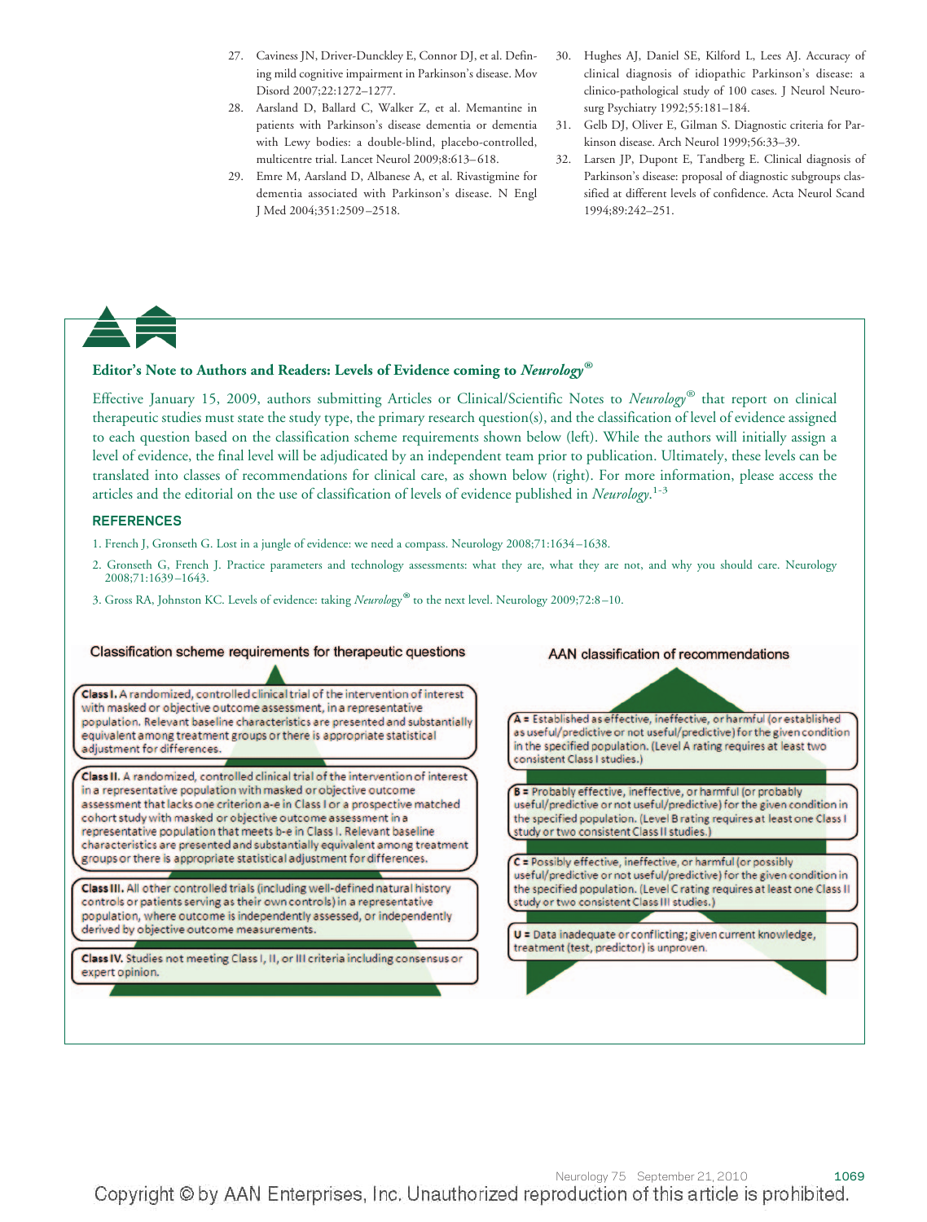27. Caviness JN, Driver-Dunckley E, Connor DJ, et al. Defining mild cognitive impairment in Parkinson's disease. Mov Disord 2007;22:1272–1277.
28. Aarsland D, Ballard C, Walker Z, et al. Memantine in patients with Parkinson's disease dementia or dementia with Lewy bodies: a double-blind, placebo-controlled, multicentre trial. Lancet Neurol 2009;8:613–618.
29. Emre M, Aarsland D, Albanese A, et al. Rivastigmine for dementia associated with Parkinson's disease. N Engl J Med 2004;351:2509–2518.
30. Hughes AJ, Daniel SE, Kilford L, Lees AJ. Accuracy of clinical diagnosis of idiopathic Parkinson's disease: a clinico-pathological study of 100 cases. J Neurol Neurosurg Psychiatry 1992;55:181–184.
31. Gelb DJ, Oliver E, Gilman S. Diagnostic criteria for Parkinson disease. Arch Neurol 1999;56:33–39.
32. Larsen JP, Dupont E, Tandberg E. Clinical diagnosis of Parkinson's disease: proposal of diagnostic subgroups classified at different levels of confidence. Acta Neurol Scand 1994;89:242–251.

## Editor's Note to Authors and Readers: Levels of Evidence coming to *Neurology*®

Effective January 15, 2009, authors submitting Articles or Clinical/Scientific Notes to *Neurology*® that report on clinical therapeutic studies must state the study type, the primary research question(s), and the classification of level of evidence assigned to each question based on the classification scheme requirements shown below (left). While the authors will initially assign a level of evidence, the final level will be adjudicated by an independent team prior to publication. Ultimately, these levels can be translated into classes of recommendations for clinical care, as shown below (right). For more information, please access the articles and the editorial on the use of classification of levels of evidence published in *Neurology*.[1-3]

### REFERENCES

1. French J, Gronseth G. Lost in a jungle of evidence: we need a compass. Neurology 2008;71:1634–1638.
2. Gronseth G, French J. Practice parameters and technology assessments: what they are, what they are not, and why you should care. Neurology 2008;71:1639–1643.
3. Gross RA, Johnston KC. Levels of evidence: taking *Neurology*® to the next level. Neurology 2009;72:8–10.

**Classification scheme requirements for therapeutic questions**

**Class I.** A randomized, controlled clinical trial of the intervention of interest with masked or objective outcome assessment, in a representative population. Relevant baseline characteristics are presented and substantially equivalent among treatment groups or there is appropriate statistical adjustment for differences.

**Class II.** A randomized, controlled clinical trial of the intervention of interest in a representative population with masked or objective outcome assessment that lacks one criterion a-e in Class I or a prospective matched cohort study with masked or objective outcome assessment in a representative population that meets b-e in Class I. Relevant baseline characteristics are presented and substantially equivalent among treatment groups or there is appropriate statistical adjustment for differences.

**Class III.** All other controlled trials (including well-defined natural history controls or patients serving as their own controls) in a representative population, where outcome is independently assessed, or independently derived by objective outcome measurements.

**Class IV.** Studies not meeting Class I, II, or III criteria including consensus or expert opinion.

**AAN classification of recommendations**

**A =** Established as effective, ineffective, or harmful (or established as useful/predictive or not useful/predictive) for the given condition in the specified population. (Level A rating requires at least two consistent Class I studies.)

**B =** Probably effective, ineffective, or harmful (or probably useful/predictive or not useful/predictive) for the given condition in the specified population. (Level B rating requires at least one Class I study or two consistent Class II studies.)

**C =** Possibly effective, ineffective, or harmful (or possibly useful/predictive or not useful/predictive) for the given condition in the specified population. (Level C rating requires at least one Class II study or two consistent Class III studies.)

**U =** Data inadequate or conflicting; given current knowledge, treatment (test, predictor) is unproven.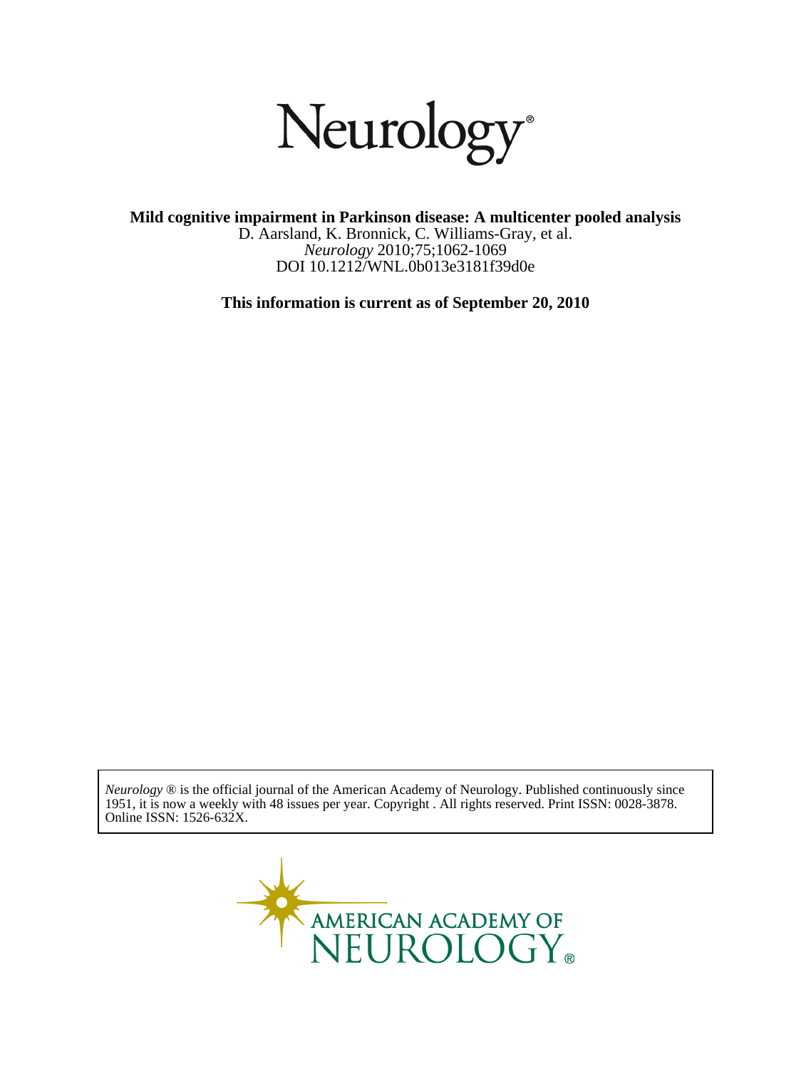# Neurology®

**Mild cognitive impairment in Parkinson disease: A multicenter pooled analysis**

D. Aarsland, K. Bronnick, C. Williams-Gray, et al.

*Neurology* 2010;75;1062-1069

DOI 10.1212/WNL.0b013e3181f39d0e

**This information is current as of September 20, 2010**

*Neurology* ® is the official journal of the American Academy of Neurology. Published continuously since 1951, it is now a weekly with 48 issues per year. Copyright . All rights reserved. Print ISSN: 0028-3878. Online ISSN: 1526-632X.

AMERICAN ACADEMY OF NEUROLOGY®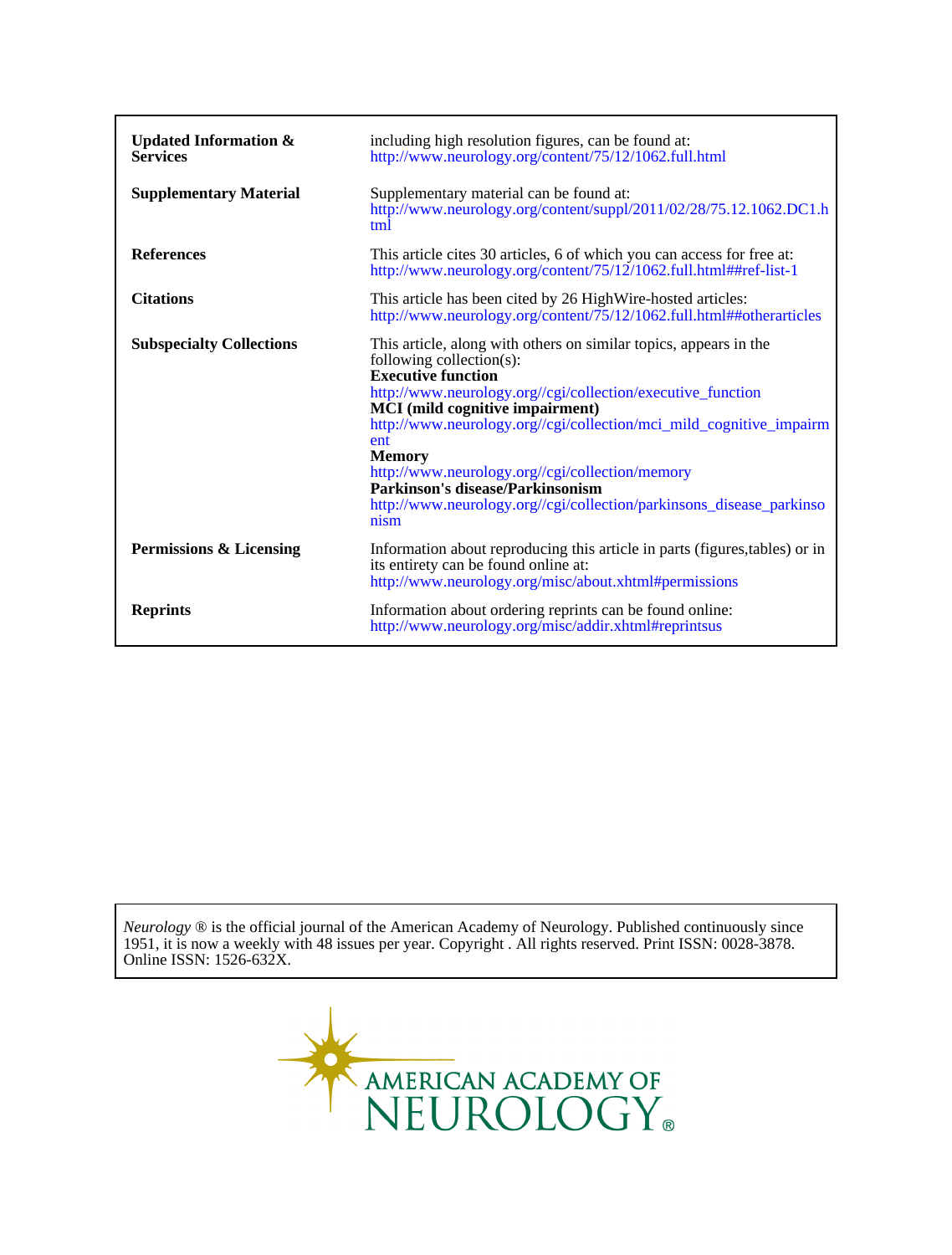| | |
|---|---|
| **Updated Information & Services** | including high resolution figures, can be found at: http://www.neurology.org/content/75/12/1062.full.html |
| **Supplementary Material** | Supplementary material can be found at: http://www.neurology.org/content/suppl/2011/02/28/75.12.1062.DC1.html |
| **References** | This article cites 30 articles, 6 of which you can access for free at: http://www.neurology.org/content/75/12/1062.full.html##ref-list-1 |
| **Citations** | This article has been cited by 26 HighWire-hosted articles: http://www.neurology.org/content/75/12/1062.full.html##otherarticles |
| **Subspecialty Collections** | This article, along with others on similar topics, appears in the following collection(s): **Executive function** http://www.neurology.org//cgi/collection/executive_function **MCI (mild cognitive impairment)** http://www.neurology.org//cgi/collection/mci_mild_cognitive_impairment **Memory** http://www.neurology.org//cgi/collection/memory **Parkinson's disease/Parkinsonism** http://www.neurology.org//cgi/collection/parkinsons_disease_parkinsonism |
| **Permissions & Licensing** | Information about reproducing this article in parts (figures,tables) or in its entirety can be found online at: http://www.neurology.org/misc/about.xhtml#permissions |
| **Reprints** | Information about ordering reprints can be found online: http://www.neurology.org/misc/addir.xhtml#reprintsus |

*Neurology* ® is the official journal of the American Academy of Neurology. Published continuously since 1951, it is now a weekly with 48 issues per year. Copyright . All rights reserved. Print ISSN: 0028-3878. Online ISSN: 1526-632X.

AMERICAN ACADEMY OF NEUROLOGY®